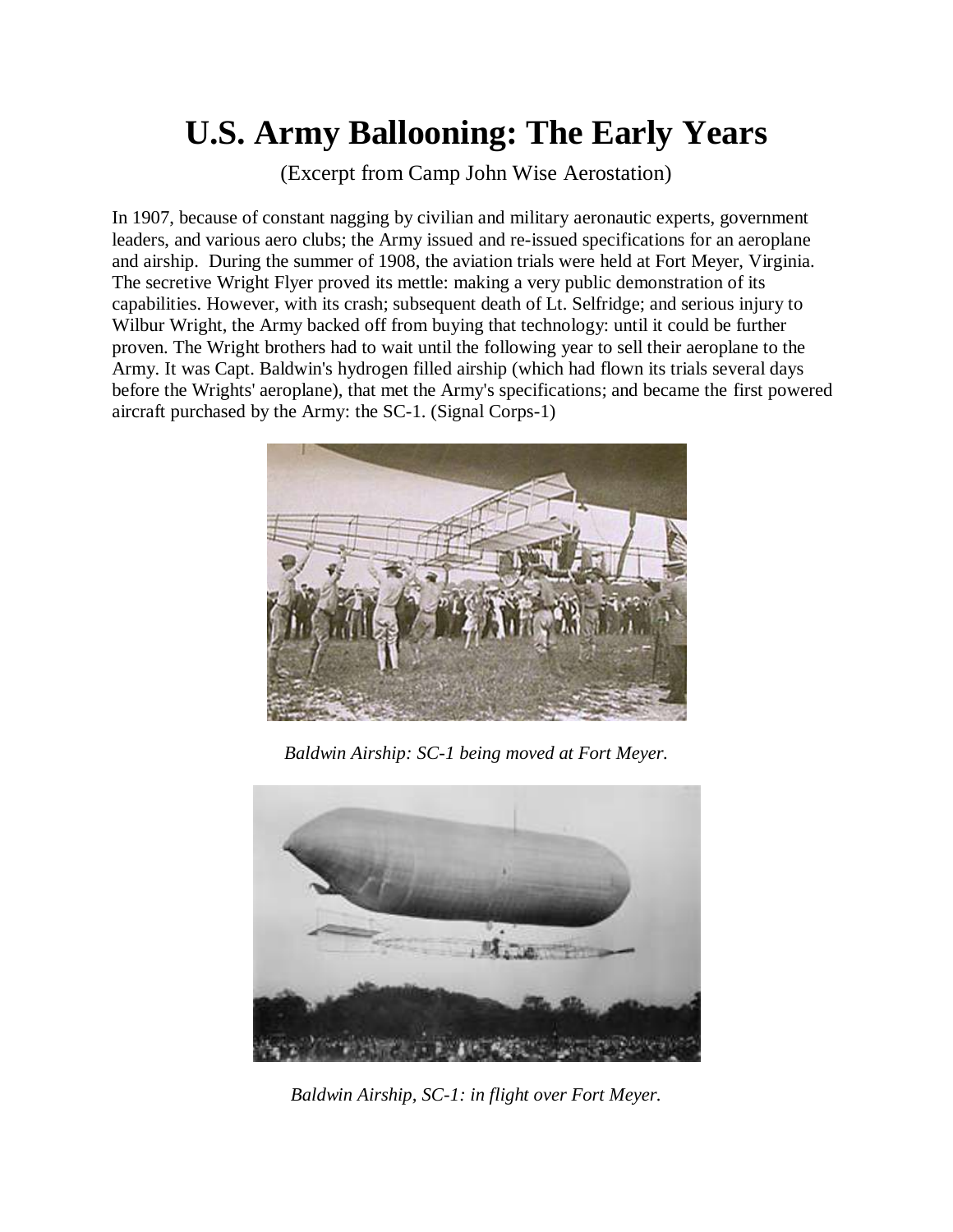# U.S. Army Ballooning: The Early Years

(Excerpt from Camp John Wise Aerostation)

In 1907, because of constant nagging by civilian and military aeronautic experts, government leaders, and various aero clubs; the Army issued and re-issued specifications for an aeroplane and airship. During the summer of 1908, the aviation trials were held at Fort Meyer, Virginia. The secretive Wright Flyer proved its mettle: making a very public demonstration of its capabilities. However, with its crash; subsequent death of Lt. Selfridge; and serious injury to Wilbur Wright, the Army backed off from buying that technology: until it could be further proven. The Wright brothers had to wait until the following year to sell their aeroplane to the Army. It was Capt. Baldwin's hydrogen filled airship (which had flown its trials several days before the Wrights' aeroplane), that met the Army's specifications; and became the first powered aircraft purchased by the Army: the SC-1. (Signal Corps-1)

*Baldwin Airship: SC-1 being moved at Fort Meyer.*

*Baldwin Airship, SC-1: in flight over Fort Meyer.*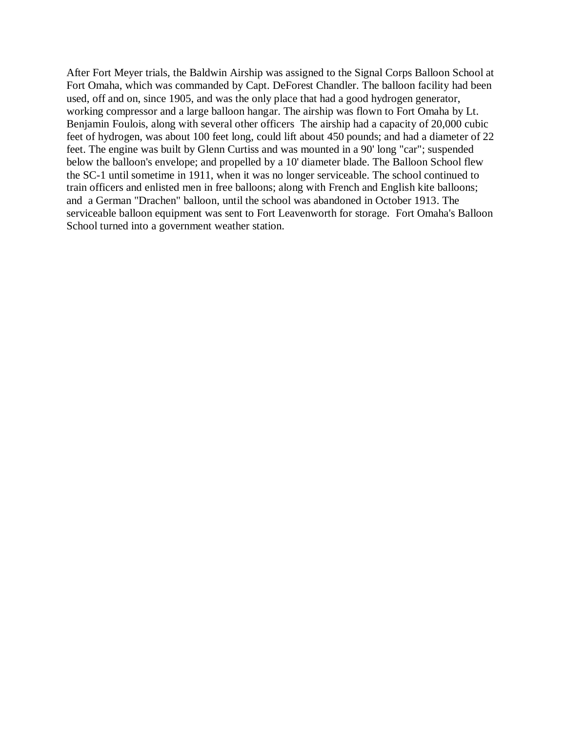After Fort Meyer trials, the Baldwin Airship was assigned to the Signal Corps Balloon School at Fort Omaha, which was commanded by Capt. DeForest Chandler. The balloon facility had been used, off and on, since 1905, and was the only place that had a good hydrogen generator, working compressor and a large balloon hangar. The airship was flown to Fort Omaha by Lt. Benjamin Foulois, along with several other officers  The airship had a capacity of 20,000 cubic feet of hydrogen, was about 100 feet long, could lift about 450 pounds; and had a diameter of 22 feet. The engine was built by Glenn Curtiss and was mounted in a 90' long "car"; suspended below the balloon's envelope; and propelled by a 10' diameter blade. The Balloon School flew the SC-1 until sometime in 1911, when it was no longer serviceable. The school continued to train officers and enlisted men in free balloons; along with French and English kite balloons; and  a German "Drachen" balloon, until the school was abandoned in October 1913. The serviceable balloon equipment was sent to Fort Leavenworth for storage.  Fort Omaha's Balloon School turned into a government weather station.